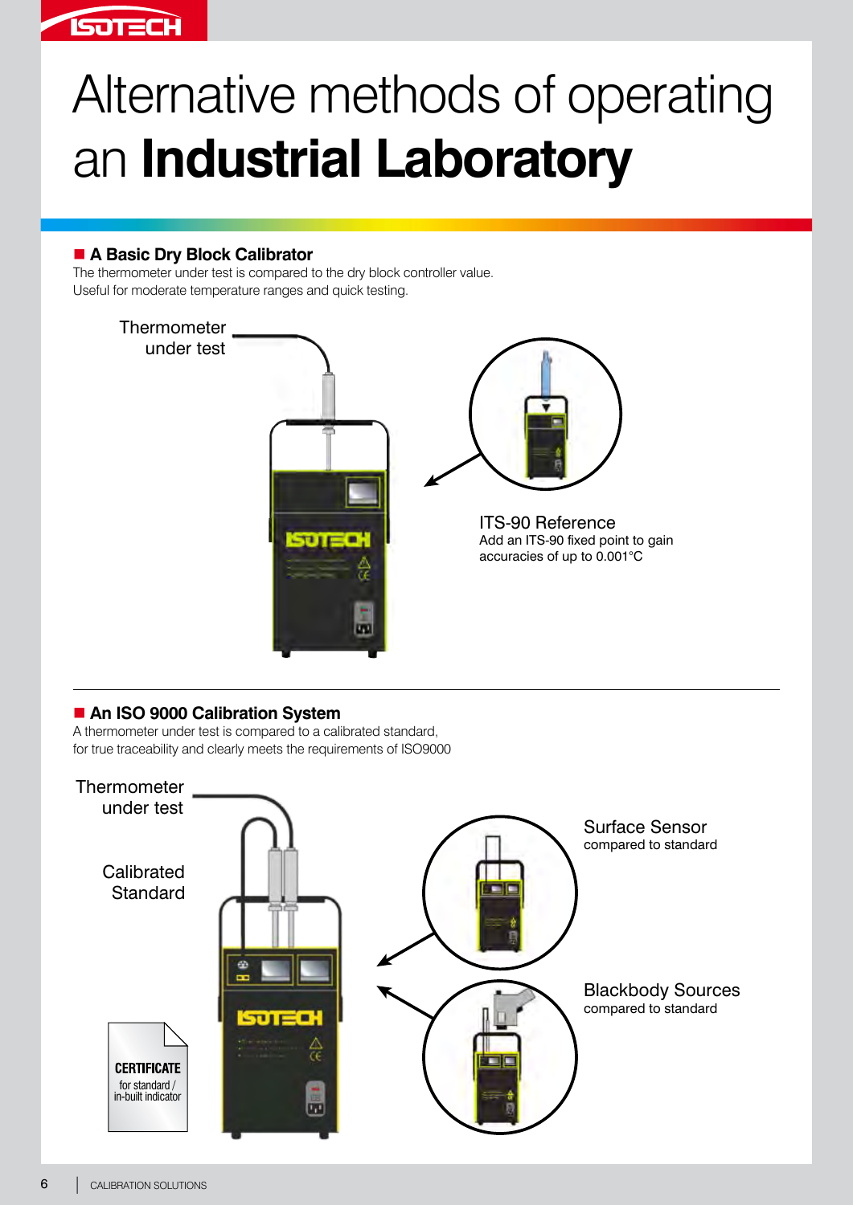# Alternative methods of operating an **Industrial Laboratory**

## A Basic Dry Block Calibrator

The thermometer under test is compared to the dry block controller value.
Useful for moderate temperature ranges and quick testing.

Thermometer under test

ITS-90 Reference
Add an ITS-90 fixed point to gain accuracies of up to 0.001°C

## An ISO 9000 Calibration System

A thermometer under test is compared to a calibrated standard, for true traceability and clearly meets the requirements of ISO9000

Thermometer under test

Calibrated Standard

CERTIFICATE
for standard / in-built indicator

Surface Sensor
compared to standard

Blackbody Sources
compared to standard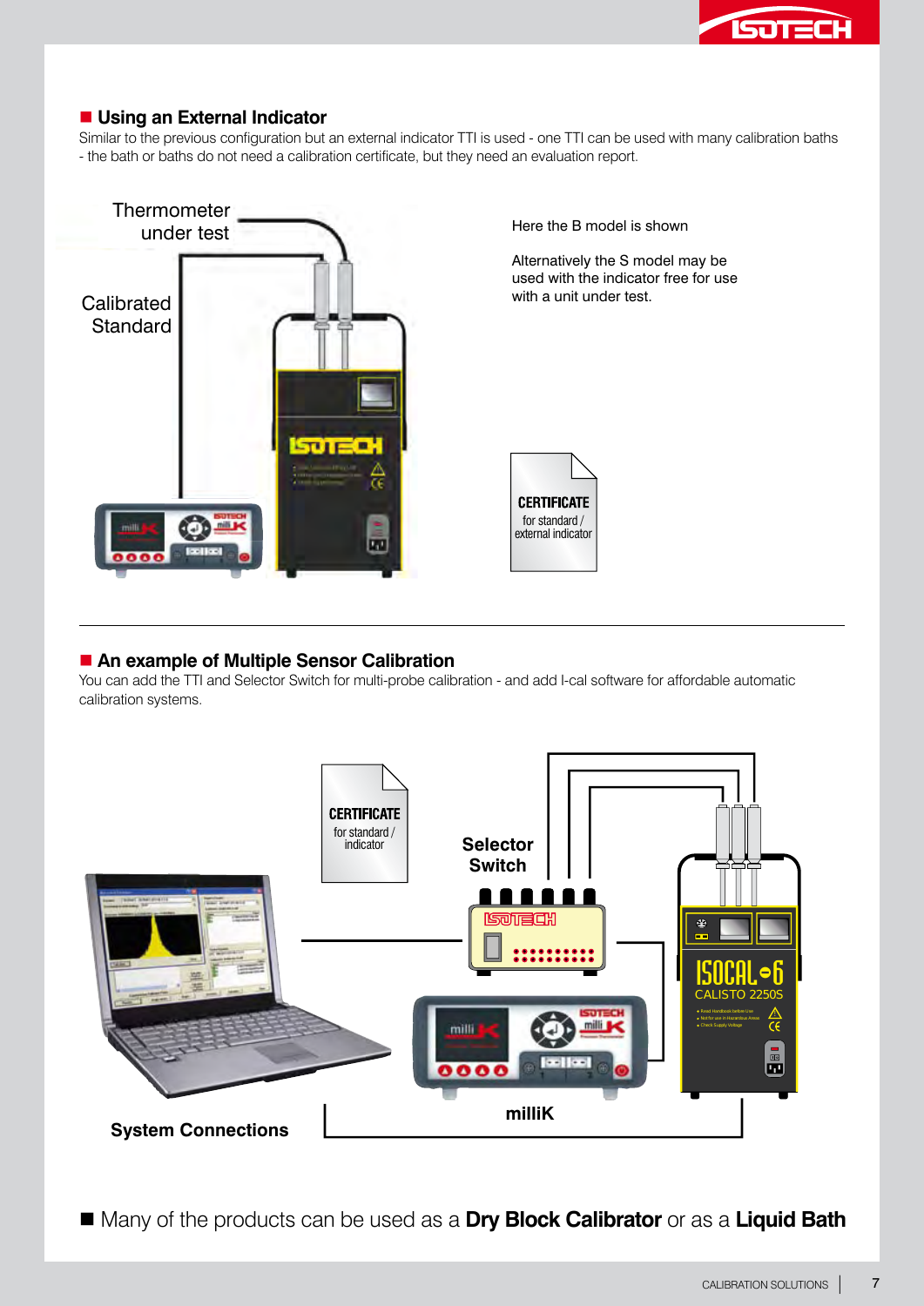## Using an External Indicator

Similar to the previous configuration but an external indicator TTI is used - one TTI can be used with many calibration baths - the bath or baths do not need a calibration certificate, but they need an evaluation report.

Thermometer under test

Calibrated Standard

Here the B model is shown

Alternatively the S model may be used with the indicator free for use with a unit under test.

CERTIFICATE
for standard / external indicator

## An example of Multiple Sensor Calibration

You can add the TTI and Selector Switch for multi-probe calibration - and add I-cal software for affordable automatic calibration systems.

CERTIFICATE
for standard / indicator

Selector Switch

ISOCAL 6
CALISTO 2250S

milliK

**System Connections**

■ Many of the products can be used as a **Dry Block Calibrator** or as a **Liquid Bath**